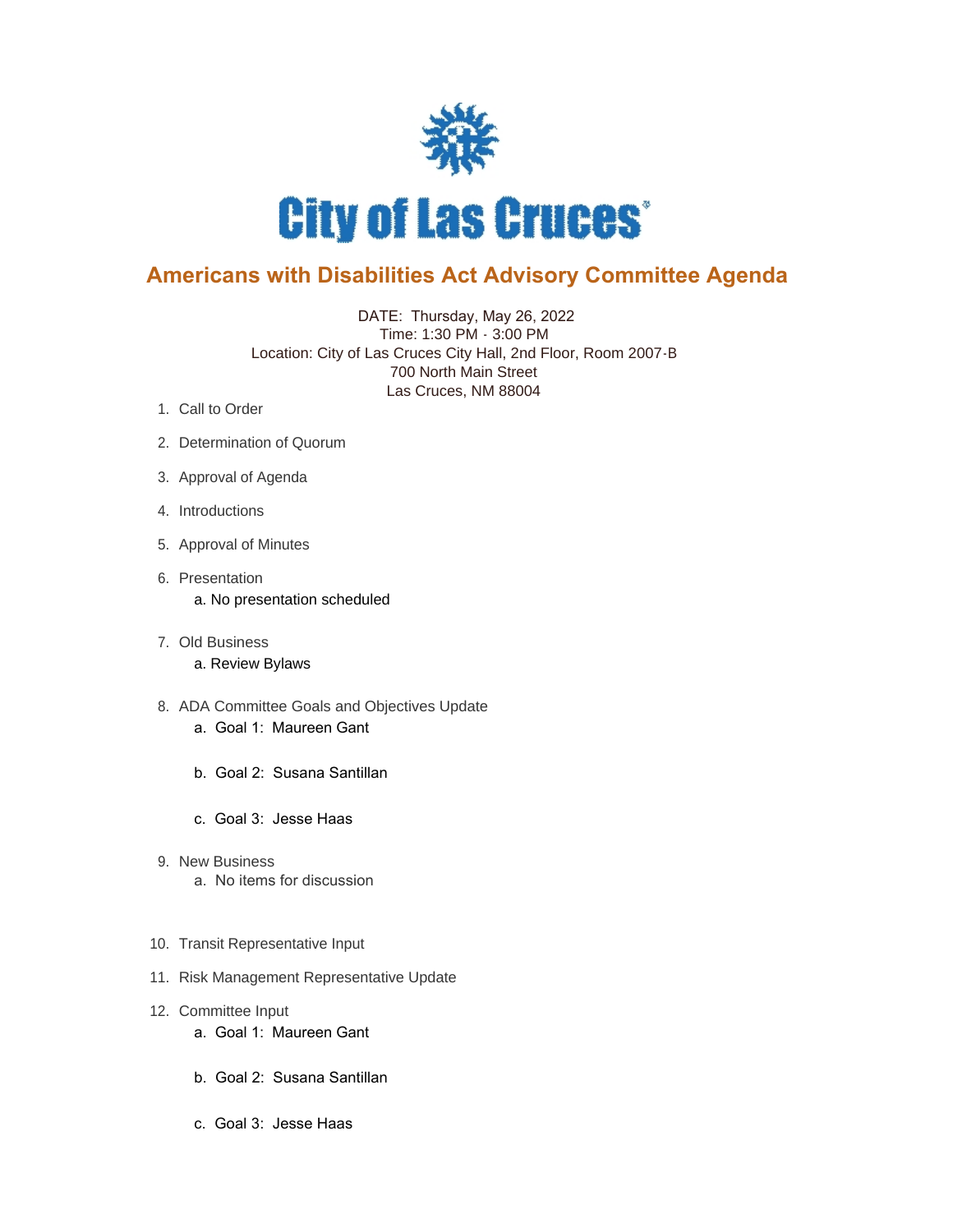City of Las Cruces

# Americans with Disabilities Act Advisory Committee Agenda

DATE: Thursday, May 26, 2022
Time: 1:30 PM - 3:00 PM
Location: City of Las Cruces City Hall, 2nd Floor, Room 2007-B
700 North Main Street
Las Cruces, NM 88004

1. Call to Order
2. Determination of Quorum
3. Approval of Agenda
4. Introductions
5. Approval of Minutes
6. Presentation
   a. No presentation scheduled
7. Old Business
   a. Review Bylaws
8. ADA Committee Goals and Objectives Update
   a. Goal 1: Maureen Gant
   b. Goal 2: Susana Santillan
   c. Goal 3: Jesse Haas
9. New Business
   a. No items for discussion
10. Transit Representative Input
11. Risk Management Representative Update
12. Committee Input
    a. Goal 1: Maureen Gant
    b. Goal 2: Susana Santillan
    c. Goal 3: Jesse Haas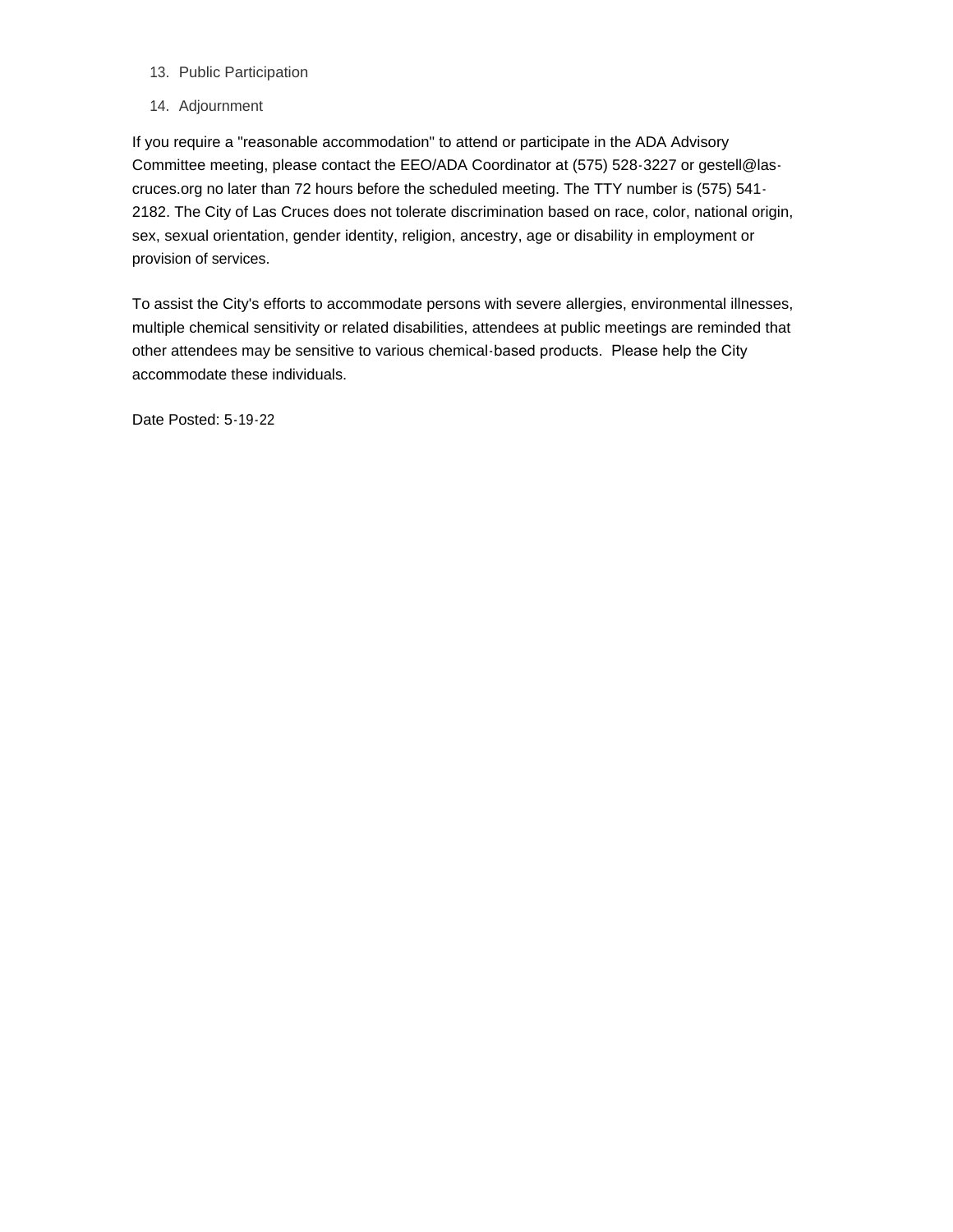13. Public Participation

14. Adjournment

If you require a "reasonable accommodation" to attend or participate in the ADA Advisory Committee meeting, please contact the EEO/ADA Coordinator at (575) 528-3227 or gestell@las-cruces.org no later than 72 hours before the scheduled meeting. The TTY number is (575) 541-2182. The City of Las Cruces does not tolerate discrimination based on race, color, national origin, sex, sexual orientation, gender identity, religion, ancestry, age or disability in employment or provision of services.

To assist the City's efforts to accommodate persons with severe allergies, environmental illnesses, multiple chemical sensitivity or related disabilities, attendees at public meetings are reminded that other attendees may be sensitive to various chemical-based products. Please help the City accommodate these individuals.

Date Posted: 5-19-22